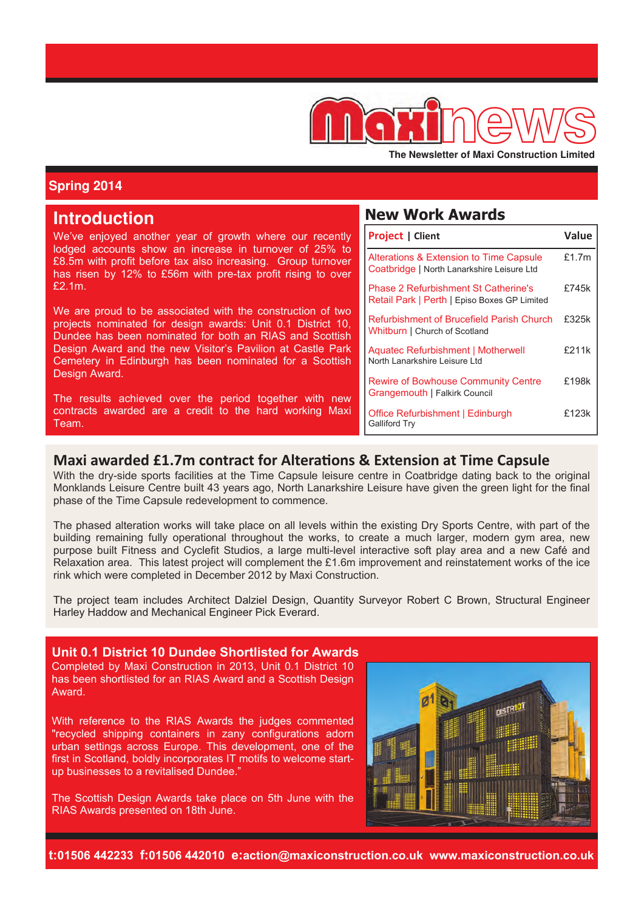# Maxinews

**The Newsletter of Maxi Construction Limited**

**Spring 2014**

## Introduction

We've enjoyed another year of growth where our recently lodged accounts show an increase in turnover of 25% to £8.5m with profit before tax also increasing. Group turnover has risen by 12% to £56m with pre-tax profit rising to over £2.1m.

We are proud to be associated with the construction of two projects nominated for design awards: Unit 0.1 District 10, Dundee has been nominated for both an RIAS and Scottish Design Award and the new Visitor's Pavilion at Castle Park Cemetery in Edinburgh has been nominated for a Scottish Design Award.

The results achieved over the period together with new contracts awarded are a credit to the hard working Maxi Team.

## New Work Awards

| Project \| Client | Value |
|---|---|
| Alterations & Extension to Time Capsule Coatbridge \| North Lanarkshire Leisure Ltd | £1.7m |
| Phase 2 Refurbishment St Catherine's Retail Park \| Perth \| Episo Boxes GP Limited | £745k |
| Refurbishment of Brucefield Parish Church Whitburn \| Church of Scotland | £325k |
| Aquatec Refurbishment \| Motherwell North Lanarkshire Leisure Ltd | £211k |
| Rewire of Bowhouse Community Centre Grangemouth \| Falkirk Council | £198k |
| Office Refurbishment \| Edinburgh Galliford Try | £123k |

## Maxi awarded £1.7m contract for Alterations & Extension at Time Capsule

With the dry-side sports facilities at the Time Capsule leisure centre in Coatbridge dating back to the original Monklands Leisure Centre built 43 years ago, North Lanarkshire Leisure have given the green light for the final phase of the Time Capsule redevelopment to commence.

The phased alteration works will take place on all levels within the existing Dry Sports Centre, with part of the building remaining fully operational throughout the works, to create a much larger, modern gym area, new purpose built Fitness and Cyclefit Studios, a large multi-level interactive soft play area and a new Café and Relaxation area. This latest project will complement the £1.6m improvement and reinstatement works of the ice rink which were completed in December 2012 by Maxi Construction.

The project team includes Architect Dalziel Design, Quantity Surveyor Robert C Brown, Structural Engineer Harley Haddow and Mechanical Engineer Pick Everard.

## Unit 0.1 District 10 Dundee Shortlisted for Awards

Completed by Maxi Construction in 2013, Unit 0.1 District 10 has been shortlisted for an RIAS Award and a Scottish Design Award.

With reference to the RIAS Awards the judges commented "recycled shipping containers in zany configurations adorn urban settings across Europe. This development, one of the first in Scotland, boldly incorporates IT motifs to welcome start-up businesses to a revitalised Dundee."

The Scottish Design Awards take place on 5th June with the RIAS Awards presented on 18th June.

**t:01506 442233 f:01506 442010 e:action@maxiconstruction.co.uk www.maxiconstruction.co.uk**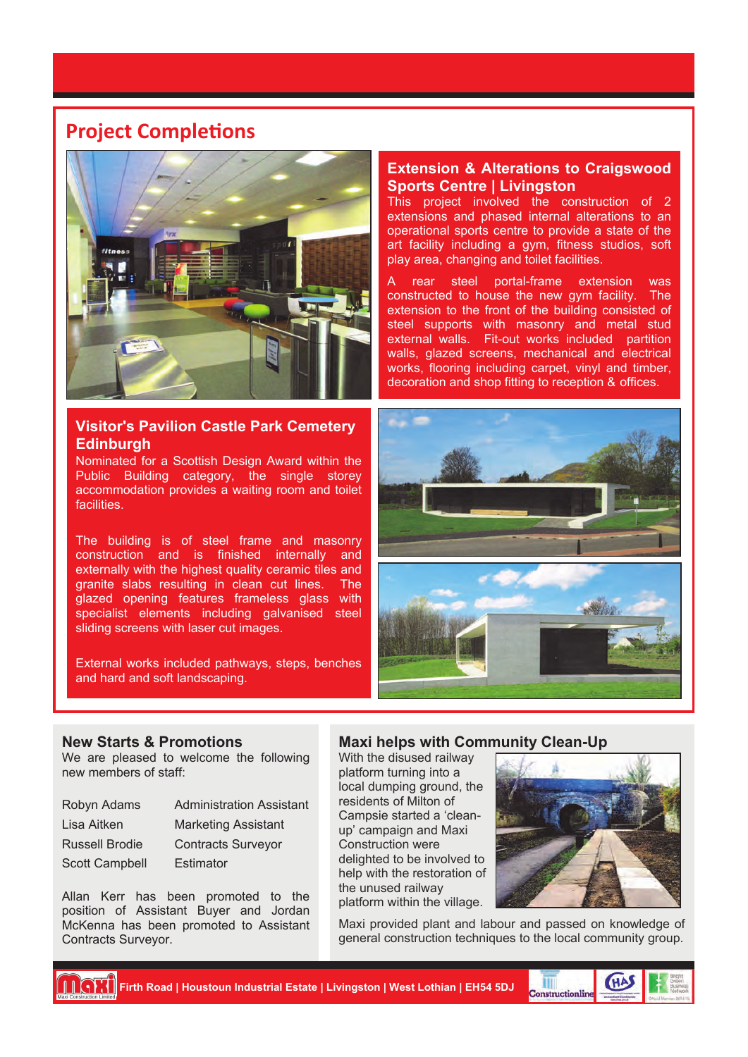## Project Completions

### Extension & Alterations to Craigswood Sports Centre | Livingston

This project involved the construction of 2 extensions and phased internal alterations to an operational sports centre to provide a state of the art facility including a gym, fitness studios, soft play area, changing and toilet facilities.

A rear steel portal-frame extension was constructed to house the new gym facility. The extension to the front of the building consisted of steel supports with masonry and metal stud external walls. Fit-out works included partition walls, glazed screens, mechanical and electrical works, flooring including carpet, vinyl and timber, decoration and shop fitting to reception & offices.

### Visitor's Pavilion Castle Park Cemetery Edinburgh

Nominated for a Scottish Design Award within the Public Building category, the single storey accommodation provides a waiting room and toilet facilities.

The building is of steel frame and masonry construction and is finished internally and externally with the highest quality ceramic tiles and granite slabs resulting in clean cut lines. The glazed opening features frameless glass with specialist elements including galvanised steel sliding screens with laser cut images.

External works included pathways, steps, benches and hard and soft landscaping.

## New Starts & Promotions

We are pleased to welcome the following new members of staff:

| | |
|---|---|
| Robyn Adams | Administration Assistant |
| Lisa Aitken | Marketing Assistant |
| Russell Brodie | Contracts Surveyor |
| Scott Campbell | Estimator |

Allan Kerr has been promoted to the position of Assistant Buyer and Jordan McKenna has been promoted to Assistant Contracts Surveyor.

## Maxi helps with Community Clean-Up

With the disused railway platform turning into a local dumping ground, the residents of Milton of Campsie started a 'clean-up' campaign and Maxi Construction were delighted to be involved to help with the restoration of the unused railway platform within the village.

Maxi provided plant and labour and passed on knowledge of general construction techniques to the local community group.

Firth Road | Houstoun Industrial Estate | Livingston | West Lothian | EH54 5DJ